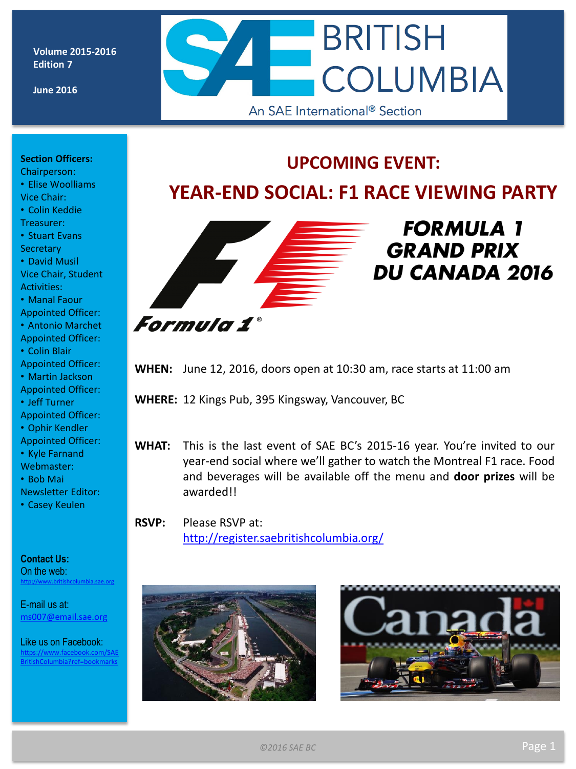Volume 2015-2016
Edition 7

June 2016

SAE BRITISH COLUMBIA
An SAE International® Section

**Section Officers:**

Chairperson:
- Elise Woolliams

Vice Chair:
- Colin Keddie

Treasurer:
- Stuart Evans

Secretary
- David Musil

Vice Chair, Student Activities:
- Manal Faour

Appointed Officer:
- Antonio Marchet

Appointed Officer:
- Colin Blair

Appointed Officer:
- Martin Jackson

Appointed Officer:
- Jeff Turner

Appointed Officer:
- Ophir Kendler

Appointed Officer:
- Kyle Farnand

Webmaster:
- Bob Mai

Newsletter Editor:
- Casey Keulen

**Contact Us:**

On the web:
http://www.britishcolumbia.sae.org

E-mail us at:
ms007@email.sae.org

Like us on Facebook:
https://www.facebook.com/SAEBritishColumbia?ref=bookmarks

# UPCOMING EVENT:

# YEAR-END SOCIAL: F1 RACE VIEWING PARTY

**FORMULA 1 GRAND PRIX DU CANADA 2016**

**WHEN:** June 12, 2016, doors open at 10:30 am, race starts at 11:00 am

**WHERE:** 12 Kings Pub, 395 Kingsway, Vancouver, BC

**WHAT:** This is the last event of SAE BC's 2015-16 year. You're invited to our year-end social where we'll gather to watch the Montreal F1 race. Food and beverages will be available off the menu and **door prizes** will be awarded!!

**RSVP:** Please RSVP at: http://register.saebritishcolumbia.org/

©2016 SAE BC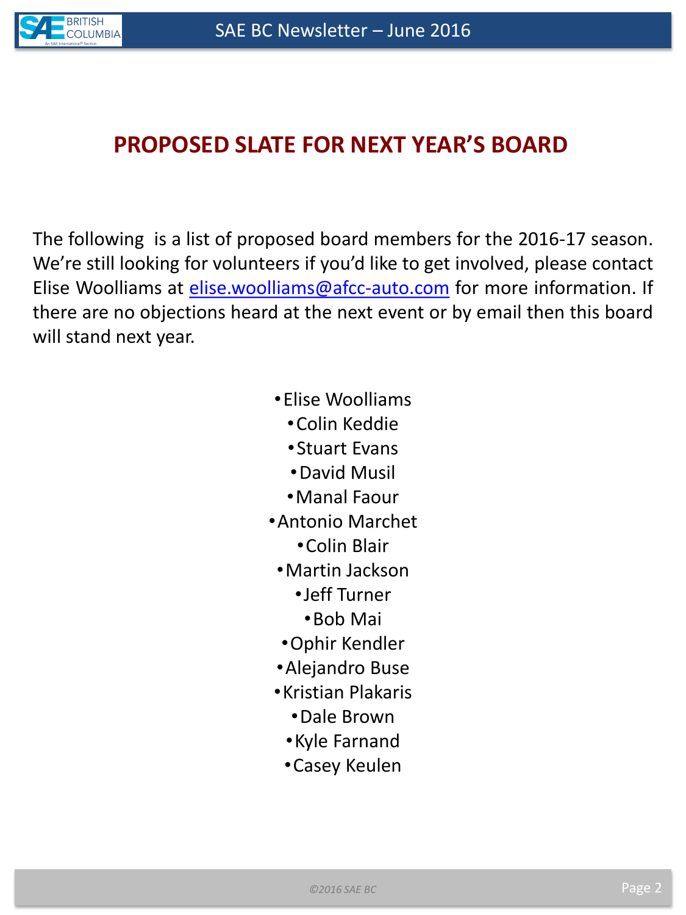# PROPOSED SLATE FOR NEXT YEAR'S BOARD

The following is a list of proposed board members for the 2016-17 season. We're still looking for volunteers if you'd like to get involved, please contact Elise Woolliams at elise.woolliams@afcc-auto.com for more information. If there are no objections heard at the next event or by email then this board will stand next year.

- Elise Woolliams
- Colin Keddie
- Stuart Evans
- David Musil
- Manal Faour
- Antonio Marchet
- Colin Blair
- Martin Jackson
- Jeff Turner
- Bob Mai
- Ophir Kendler
- Alejandro Buse
- Kristian Plakaris
- Dale Brown
- Kyle Farnand
- Casey Keulen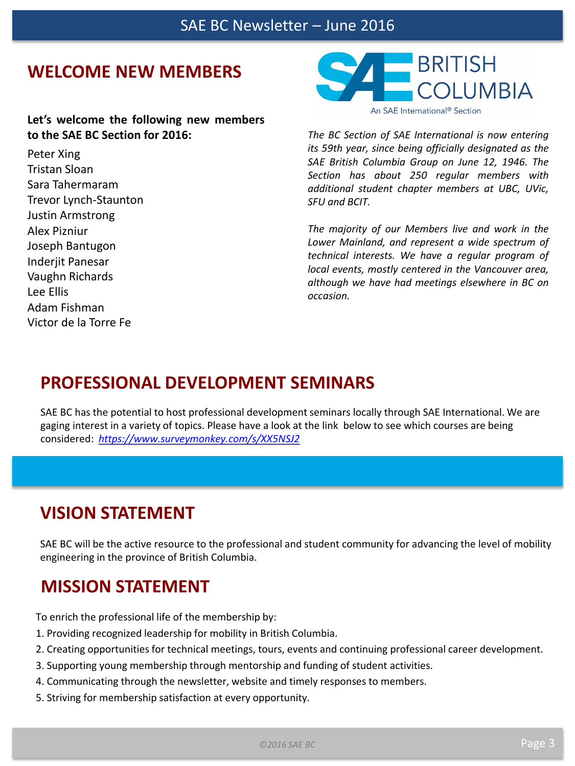## WELCOME NEW MEMBERS

**Let's welcome the following new members to the SAE BC Section for 2016:**

Peter Xing
Tristan Sloan
Sara Tahermaram
Trevor Lynch-Staunton
Justin Armstrong
Alex Pizniur
Joseph Bantugon
Inderjit Panesar
Vaughn Richards
Lee Ellis
Adam Fishman
Victor de la Torre Fe

SAE BRITISH COLUMBIA
An SAE International® Section

*The BC Section of SAE International is now entering its 59th year, since being officially designated as the SAE British Columbia Group on June 12, 1946. The Section has about 250 regular members with additional student chapter members at UBC, UVic, SFU and BCIT.*

*The majority of our Members live and work in the Lower Mainland, and represent a wide spectrum of technical interests. We have a regular program of local events, mostly centered in the Vancouver area, although we have had meetings elsewhere in BC on occasion.*

## PROFESSIONAL DEVELOPMENT SEMINARS

SAE BC has the potential to host professional development seminars locally through SAE International. We are gaging interest in a variety of topics. Please have a look at the link below to see which courses are being considered: *https://www.surveymonkey.com/s/XX5NSJ2*

## VISION STATEMENT

SAE BC will be the active resource to the professional and student community for advancing the level of mobility engineering in the province of British Columbia.

## MISSION STATEMENT

To enrich the professional life of the membership by:

1. Providing recognized leadership for mobility in British Columbia.
2. Creating opportunities for technical meetings, tours, events and continuing professional career development.
3. Supporting young membership through mentorship and funding of student activities.
4. Communicating through the newsletter, website and timely responses to members.
5. Striving for membership satisfaction at every opportunity.